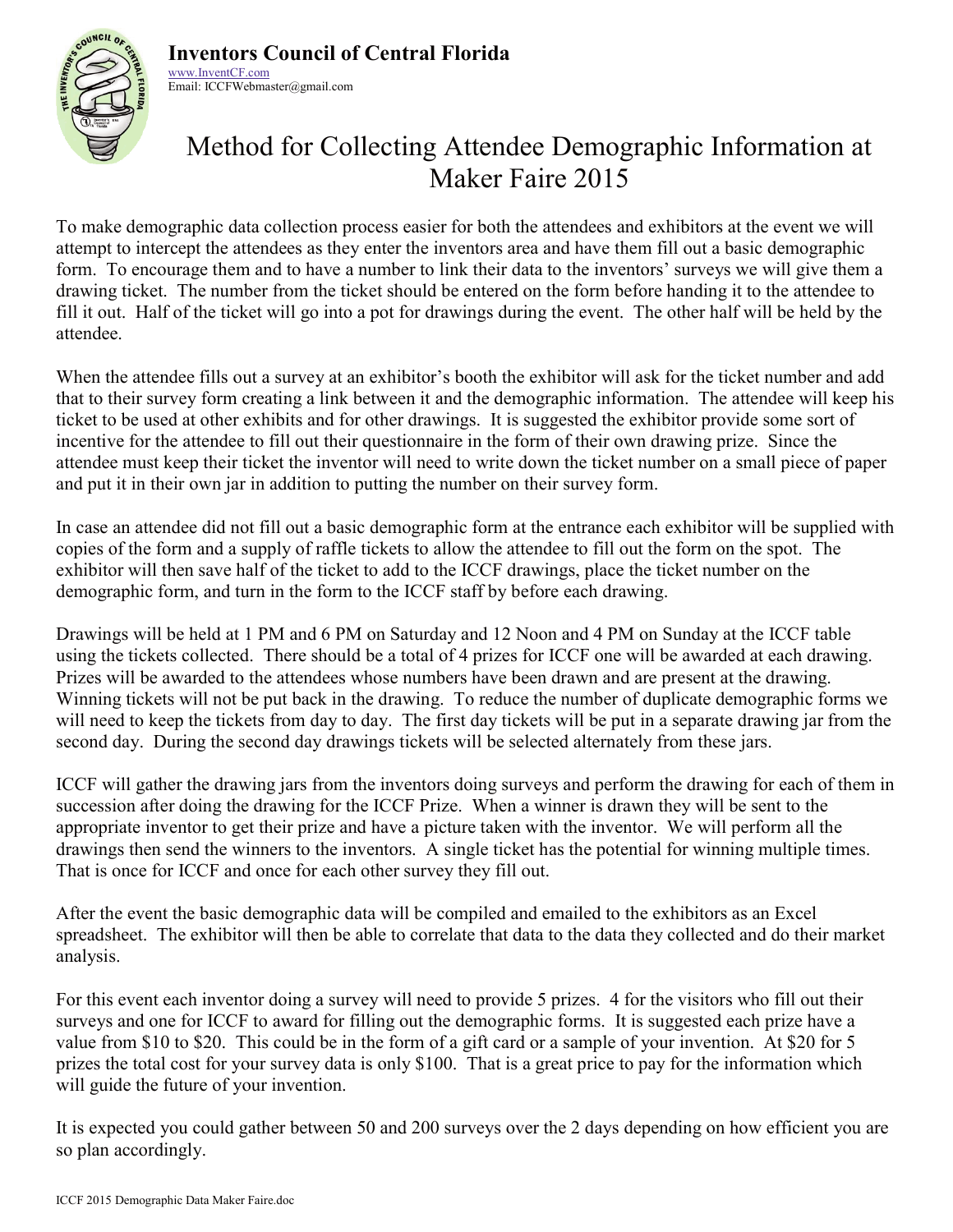**Inventors Council of Central Florida**
www.InventCF.com
Email: ICCFWebmaster@gmail.com

# Method for Collecting Attendee Demographic Information at Maker Faire 2015

To make demographic data collection process easier for both the attendees and exhibitors at the event we will attempt to intercept the attendees as they enter the inventors area and have them fill out a basic demographic form. To encourage them and to have a number to link their data to the inventors' surveys we will give them a drawing ticket. The number from the ticket should be entered on the form before handing it to the attendee to fill it out. Half of the ticket will go into a pot for drawings during the event. The other half will be held by the attendee.

When the attendee fills out a survey at an exhibitor's booth the exhibitor will ask for the ticket number and add that to their survey form creating a link between it and the demographic information. The attendee will keep his ticket to be used at other exhibits and for other drawings. It is suggested the exhibitor provide some sort of incentive for the attendee to fill out their questionnaire in the form of their own drawing prize. Since the attendee must keep their ticket the inventor will need to write down the ticket number on a small piece of paper and put it in their own jar in addition to putting the number on their survey form.

In case an attendee did not fill out a basic demographic form at the entrance each exhibitor will be supplied with copies of the form and a supply of raffle tickets to allow the attendee to fill out the form on the spot. The exhibitor will then save half of the ticket to add to the ICCF drawings, place the ticket number on the demographic form, and turn in the form to the ICCF staff by before each drawing.

Drawings will be held at 1 PM and 6 PM on Saturday and 12 Noon and 4 PM on Sunday at the ICCF table using the tickets collected. There should be a total of 4 prizes for ICCF one will be awarded at each drawing. Prizes will be awarded to the attendees whose numbers have been drawn and are present at the drawing. Winning tickets will not be put back in the drawing. To reduce the number of duplicate demographic forms we will need to keep the tickets from day to day. The first day tickets will be put in a separate drawing jar from the second day. During the second day drawings tickets will be selected alternately from these jars.

ICCF will gather the drawing jars from the inventors doing surveys and perform the drawing for each of them in succession after doing the drawing for the ICCF Prize. When a winner is drawn they will be sent to the appropriate inventor to get their prize and have a picture taken with the inventor. We will perform all the drawings then send the winners to the inventors. A single ticket has the potential for winning multiple times. That is once for ICCF and once for each other survey they fill out.

After the event the basic demographic data will be compiled and emailed to the exhibitors as an Excel spreadsheet. The exhibitor will then be able to correlate that data to the data they collected and do their market analysis.

For this event each inventor doing a survey will need to provide 5 prizes. 4 for the visitors who fill out their surveys and one for ICCF to award for filling out the demographic forms. It is suggested each prize have a value from $10 to $20. This could be in the form of a gift card or a sample of your invention. At $20 for 5 prizes the total cost for your survey data is only $100. That is a great price to pay for the information which will guide the future of your invention.

It is expected you could gather between 50 and 200 surveys over the 2 days depending on how efficient you are so plan accordingly.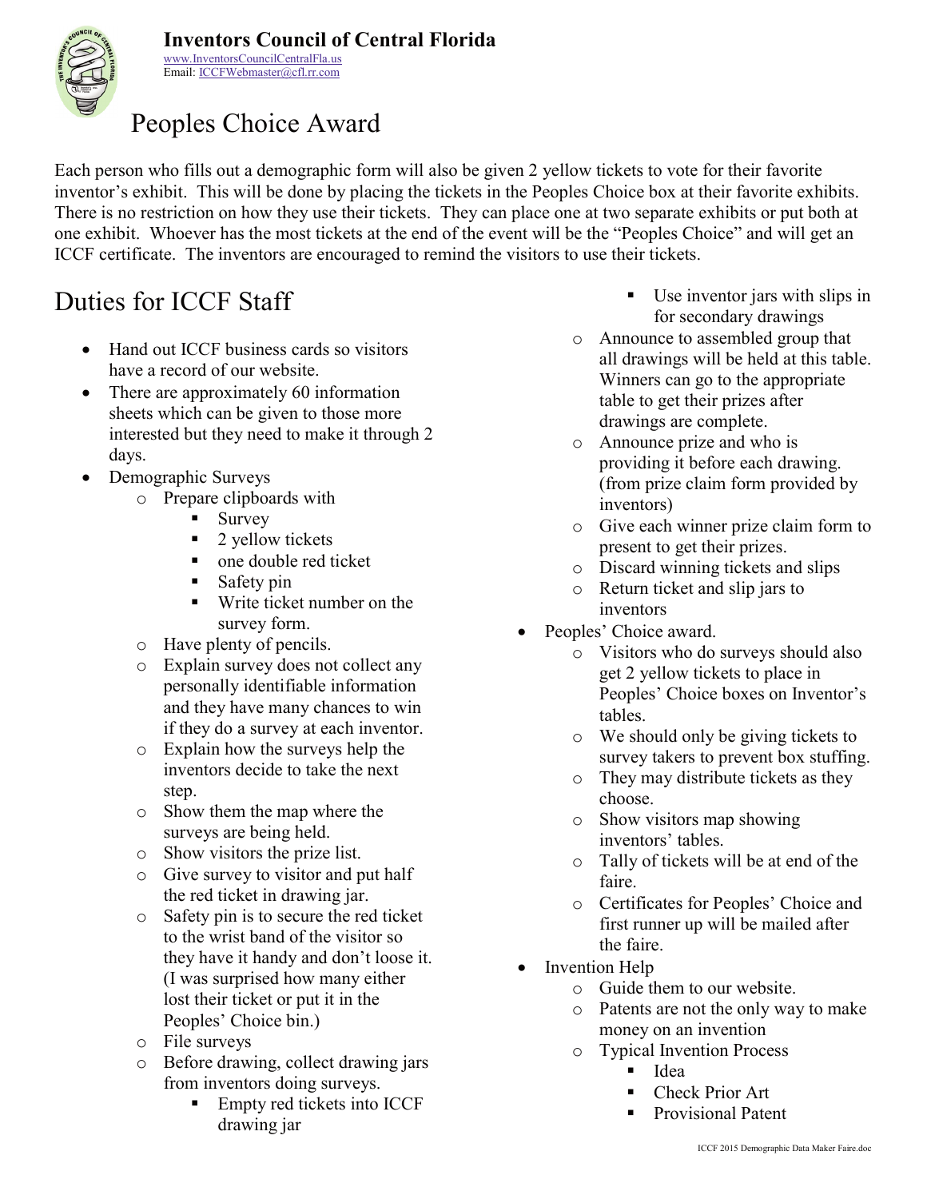# Inventors Council of Central Florida

www.InventorsCouncilCentralFla.us
Email: ICCFWebmaster@cfl.rr.com

## Peoples Choice Award

Each person who fills out a demographic form will also be given 2 yellow tickets to vote for their favorite inventor's exhibit. This will be done by placing the tickets in the Peoples Choice box at their favorite exhibits. There is no restriction on how they use their tickets. They can place one at two separate exhibits or put both at one exhibit. Whoever has the most tickets at the end of the event will be the "Peoples Choice" and will get an ICCF certificate. The inventors are encouraged to remind the visitors to use their tickets.

## Duties for ICCF Staff

- Hand out ICCF business cards so visitors have a record of our website.
- There are approximately 60 information sheets which can be given to those more interested but they need to make it through 2 days.
- Demographic Surveys
  - Prepare clipboards with
    - Survey
    - 2 yellow tickets
    - one double red ticket
    - Safety pin
    - Write ticket number on the survey form.
  - Have plenty of pencils.
  - Explain survey does not collect any personally identifiable information and they have many chances to win if they do a survey at each inventor.
  - Explain how the surveys help the inventors decide to take the next step.
  - Show them the map where the surveys are being held.
  - Show visitors the prize list.
  - Give survey to visitor and put half the red ticket in drawing jar.
  - Safety pin is to secure the red ticket to the wrist band of the visitor so they have it handy and don't loose it. (I was surprised how many either lost their ticket or put it in the Peoples' Choice bin.)
  - File surveys
  - Before drawing, collect drawing jars from inventors doing surveys.
    - Empty red tickets into ICCF drawing jar
    - Use inventor jars with slips in for secondary drawings
  - Announce to assembled group that all drawings will be held at this table. Winners can go to the appropriate table to get their prizes after drawings are complete.
  - Announce prize and who is providing it before each drawing. (from prize claim form provided by inventors)
  - Give each winner prize claim form to present to get their prizes.
  - Discard winning tickets and slips
  - Return ticket and slip jars to inventors
- Peoples' Choice award.
  - Visitors who do surveys should also get 2 yellow tickets to place in Peoples' Choice boxes on Inventor's tables.
  - We should only be giving tickets to survey takers to prevent box stuffing.
  - They may distribute tickets as they choose.
  - Show visitors map showing inventors' tables.
  - Tally of tickets will be at end of the faire.
  - Certificates for Peoples' Choice and first runner up will be mailed after the faire.
- Invention Help
  - Guide them to our website.
  - Patents are not the only way to make money on an invention
  - Typical Invention Process
    - Idea
    - Check Prior Art
    - Provisional Patent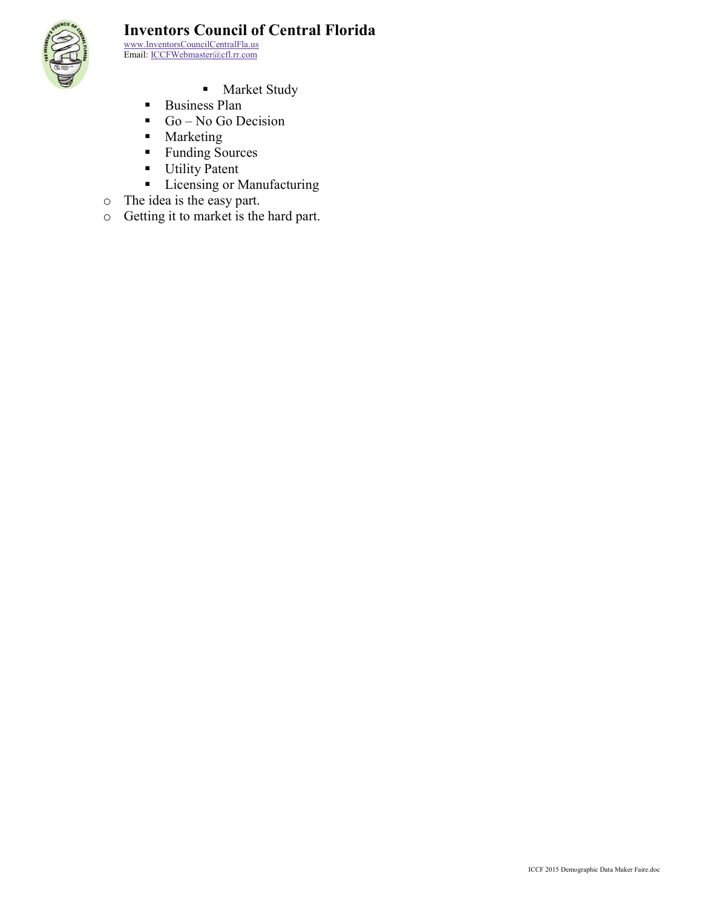- Market Study
  - Business Plan
  - Go – No Go Decision
  - Marketing
  - Funding Sources
  - Utility Patent
  - Licensing or Manufacturing
- The idea is the easy part.
- Getting it to market is the hard part.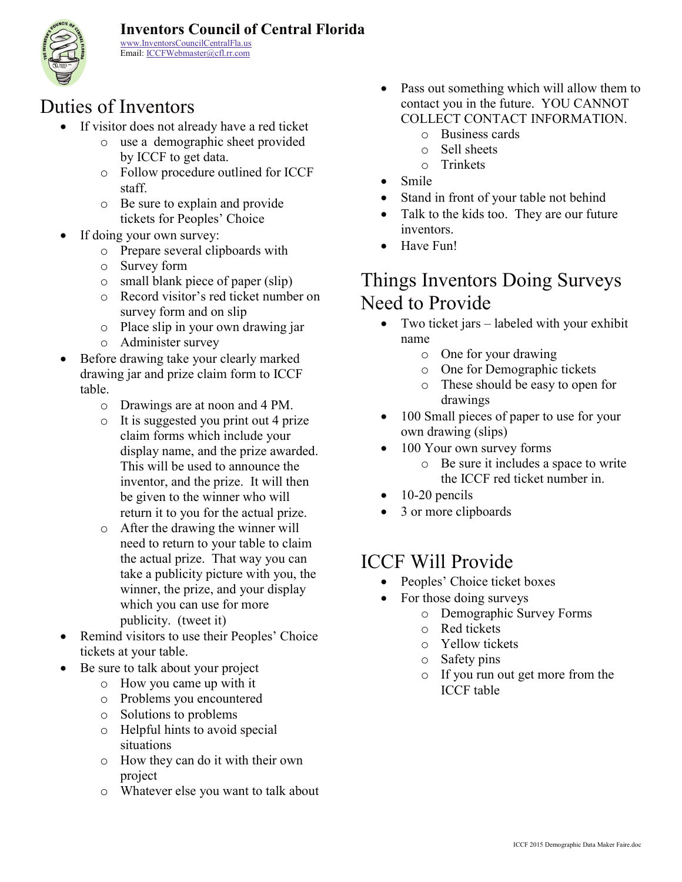# Inventors Council of Central Florida

www.InventorsCouncilCentralFla.us
Email: ICCFWebmaster@cfl.rr.com

## Duties of Inventors

- If visitor does not already have a red ticket
  - use a demographic sheet provided by ICCF to get data.
  - Follow procedure outlined for ICCF staff.
  - Be sure to explain and provide tickets for Peoples' Choice
- If doing your own survey:
  - Prepare several clipboards with
  - Survey form
  - small blank piece of paper (slip)
  - Record visitor's red ticket number on survey form and on slip
  - Place slip in your own drawing jar
  - Administer survey
- Before drawing take your clearly marked drawing jar and prize claim form to ICCF table.
  - Drawings are at noon and 4 PM.
  - It is suggested you print out 4 prize claim forms which include your display name, and the prize awarded. This will be used to announce the inventor, and the prize. It will then be given to the winner who will return it to you for the actual prize.
  - After the drawing the winner will need to return to your table to claim the actual prize. That way you can take a publicity picture with you, the winner, the prize, and your display which you can use for more publicity. (tweet it)
- Remind visitors to use their Peoples' Choice tickets at your table.
- Be sure to talk about your project
  - How you came up with it
  - Problems you encountered
  - Solutions to problems
  - Helpful hints to avoid special situations
  - How they can do it with their own project
  - Whatever else you want to talk about
- Pass out something which will allow them to contact you in the future. YOU CANNOT COLLECT CONTACT INFORMATION.
  - Business cards
  - Sell sheets
  - Trinkets
- Smile
- Stand in front of your table not behind
- Talk to the kids too. They are our future inventors.
- Have Fun!

## Things Inventors Doing Surveys Need to Provide

- Two ticket jars – labeled with your exhibit name
  - One for your drawing
  - One for Demographic tickets
  - These should be easy to open for drawings
- 100 Small pieces of paper to use for your own drawing (slips)
- 100 Your own survey forms
  - Be sure it includes a space to write the ICCF red ticket number in.
- 10-20 pencils
- 3 or more clipboards

## ICCF Will Provide

- Peoples' Choice ticket boxes
- For those doing surveys
  - Demographic Survey Forms
  - Red tickets
  - Yellow tickets
  - Safety pins
  - If you run out get more from the ICCF table